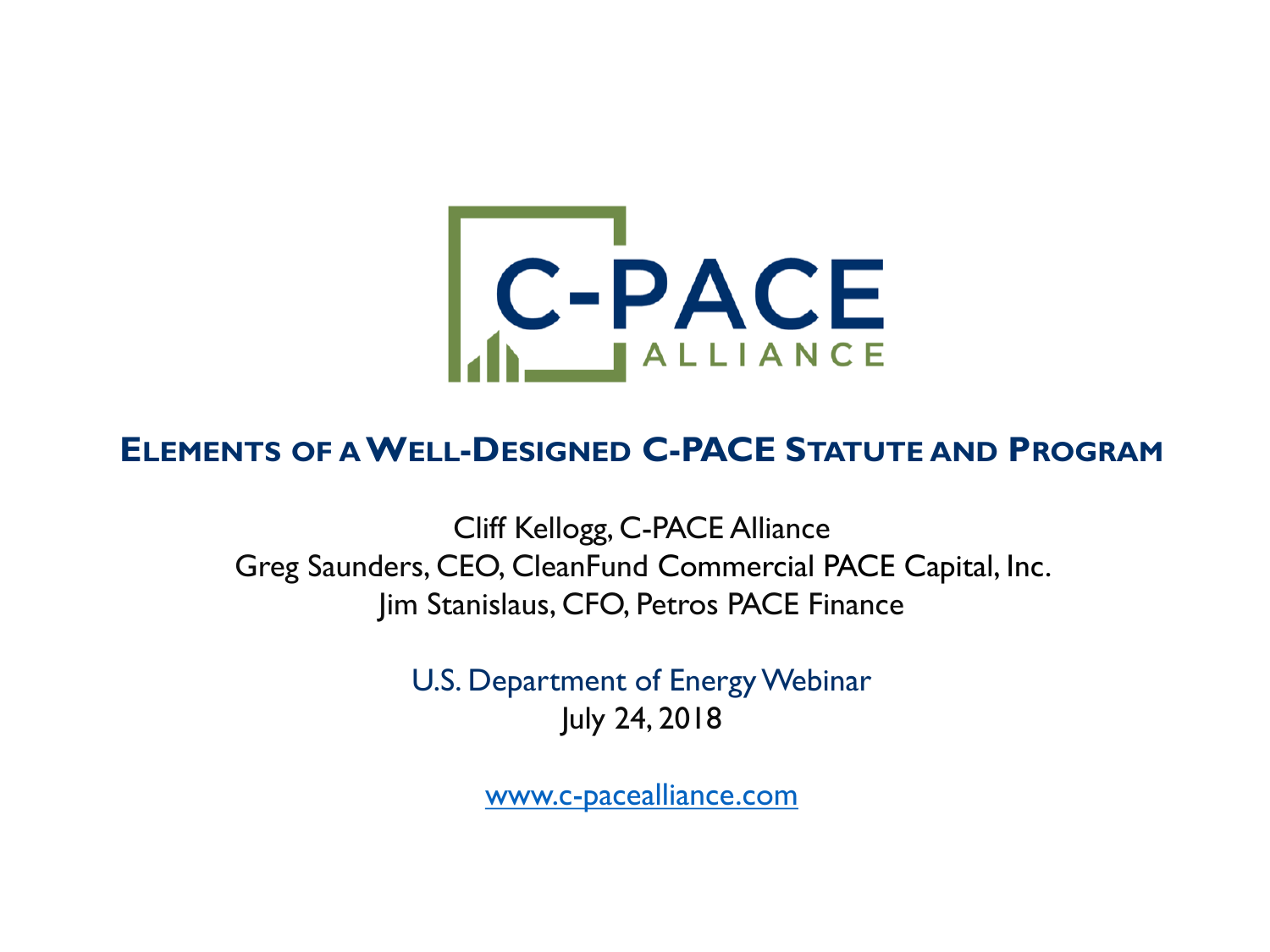C-PACE ALLIANCE

# Elements of a Well-Designed C-PACE Statute and Program

Cliff Kellogg, C-PACE Alliance
Greg Saunders, CEO, CleanFund Commercial PACE Capital, Inc.
Jim Stanislaus, CFO, Petros PACE Finance

U.S. Department of Energy Webinar
July 24, 2018

www.c-pacealliance.com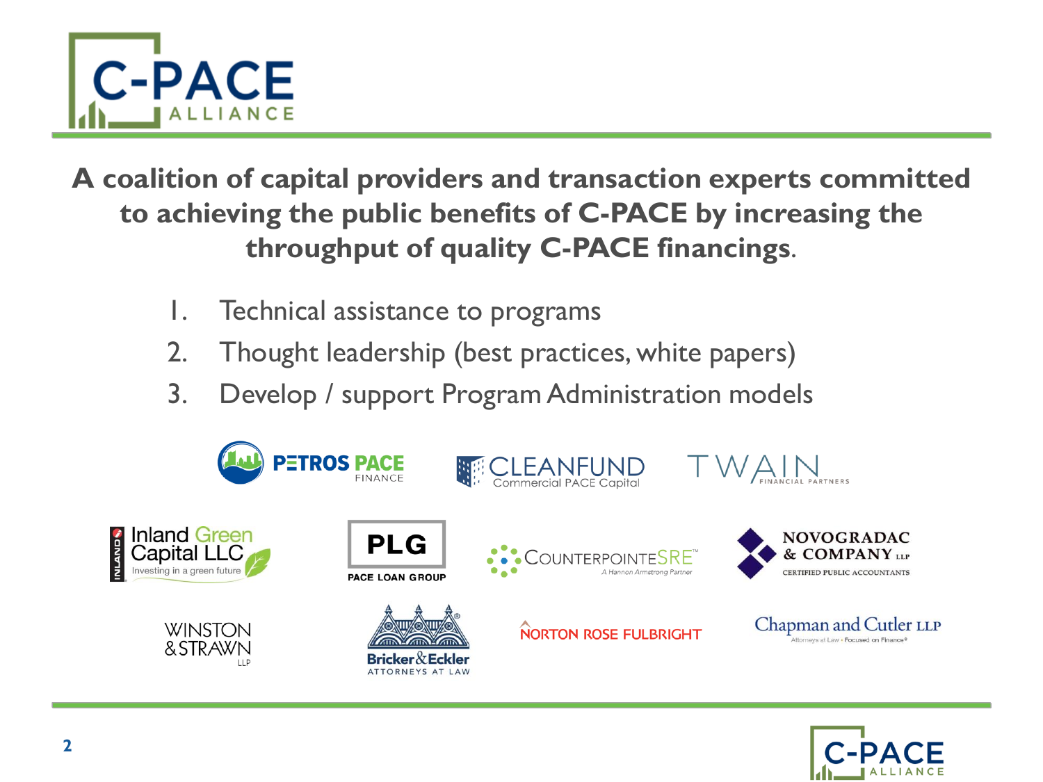# C-PACE ALLIANCE

**A coalition of capital providers and transaction experts committed to achieving the public benefits of C-PACE by increasing the throughput of quality C-PACE financings.**

1. Technical assistance to programs
2. Thought leadership (best practices, white papers)
3. Develop / support Program Administration models

PETROS PACE FINANCE

CLEANFUND Commercial PACE Capital

TWAIN FINANCIAL PARTNERS

Inland Green Capital LLC — Investing in a green future

PLG PACE LOAN GROUP

COUNTERPOINTESRE — A Hannon Armstrong Partner

NOVOGRADAC & COMPANY LLP — CERTIFIED PUBLIC ACCOUNTANTS

WINSTON & STRAWN LLP

Bricker & Eckler ATTORNEYS AT LAW

NORTON ROSE FULBRIGHT

Chapman and Cutler LLP — Attorneys at Law • Focused on Finance®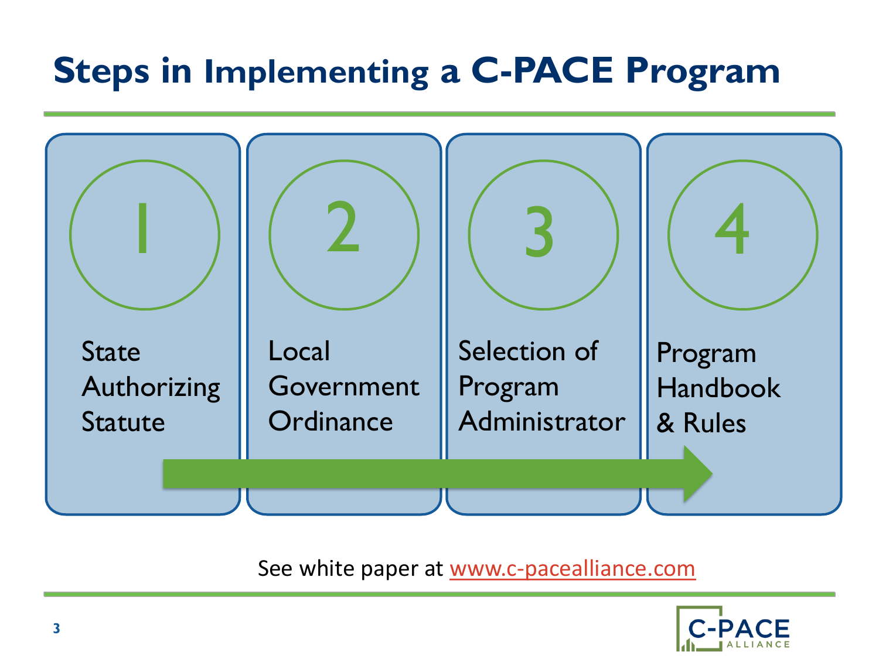# Steps in Implementing a C-PACE Program

1. State Authorizing Statute
2. Local Government Ordinance
3. Selection of Program Administrator
4. Program Handbook & Rules

See white paper at www.c-pacealliance.com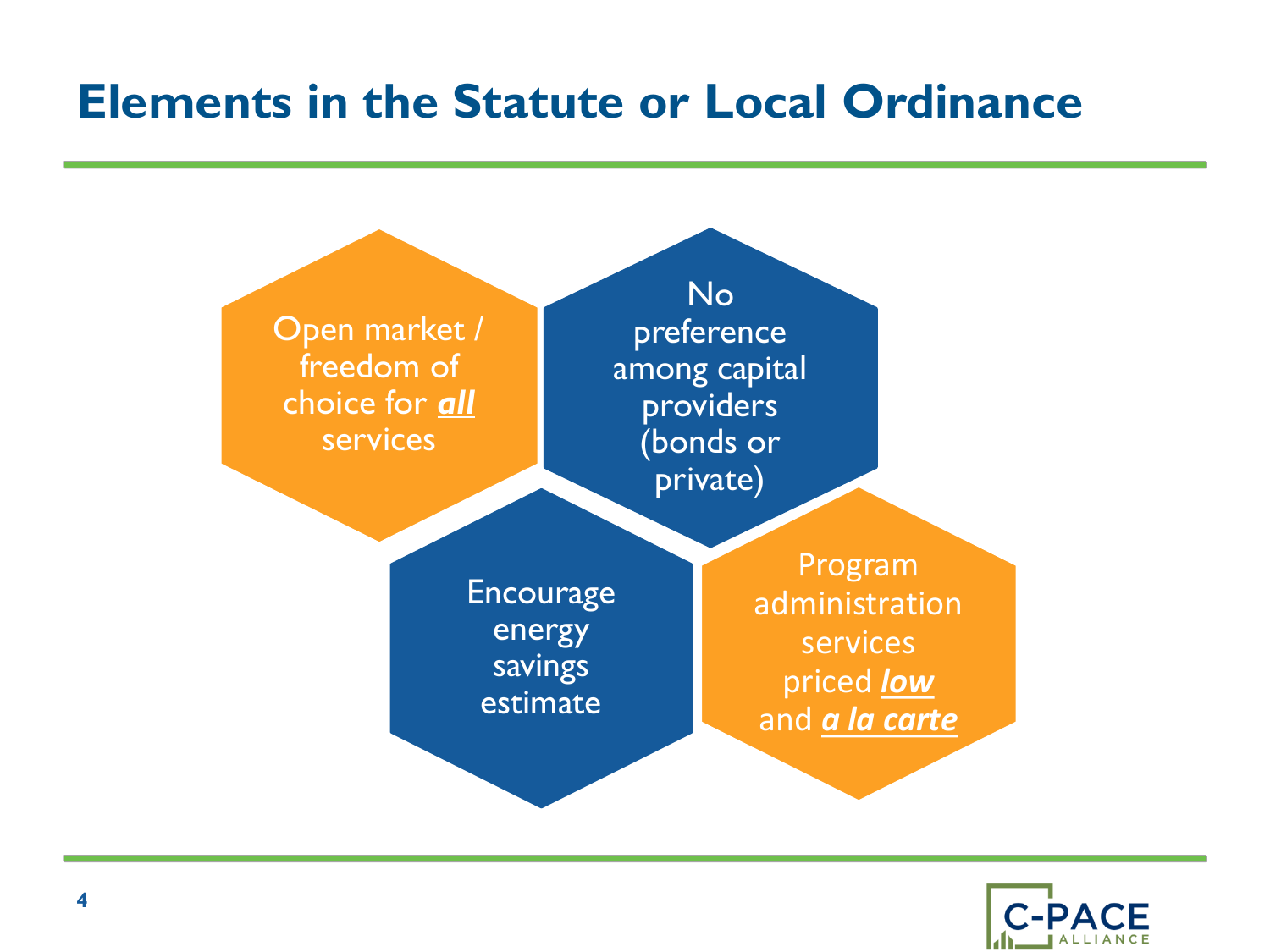# Elements in the Statute or Local Ordinance

- Open market / freedom of choice for ***all*** services
- No preference among capital providers (bonds or private)
- Encourage energy savings estimate
- Program administration services priced ***low*** and ***a la carte***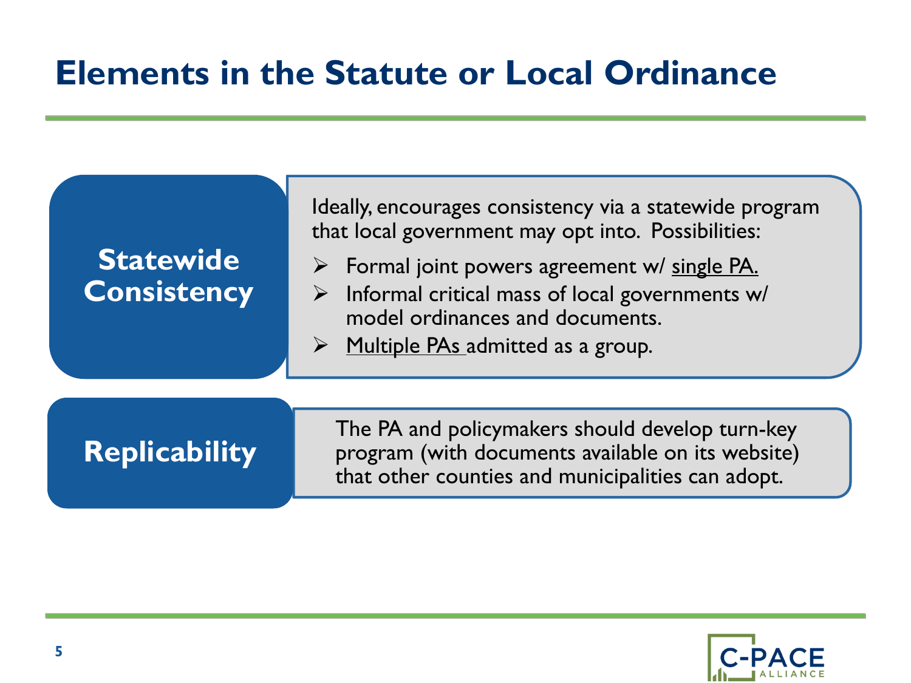# Elements in the Statute or Local Ordinance

## Statewide Consistency

Ideally, encourages consistency via a statewide program that local government may opt into. Possibilities:

- Formal joint powers agreement w/ single PA.
- Informal critical mass of local governments w/ model ordinances and documents.
- Multiple PAs admitted as a group.

## Replicability

The PA and policymakers should develop turn-key program (with documents available on its website) that other counties and municipalities can adopt.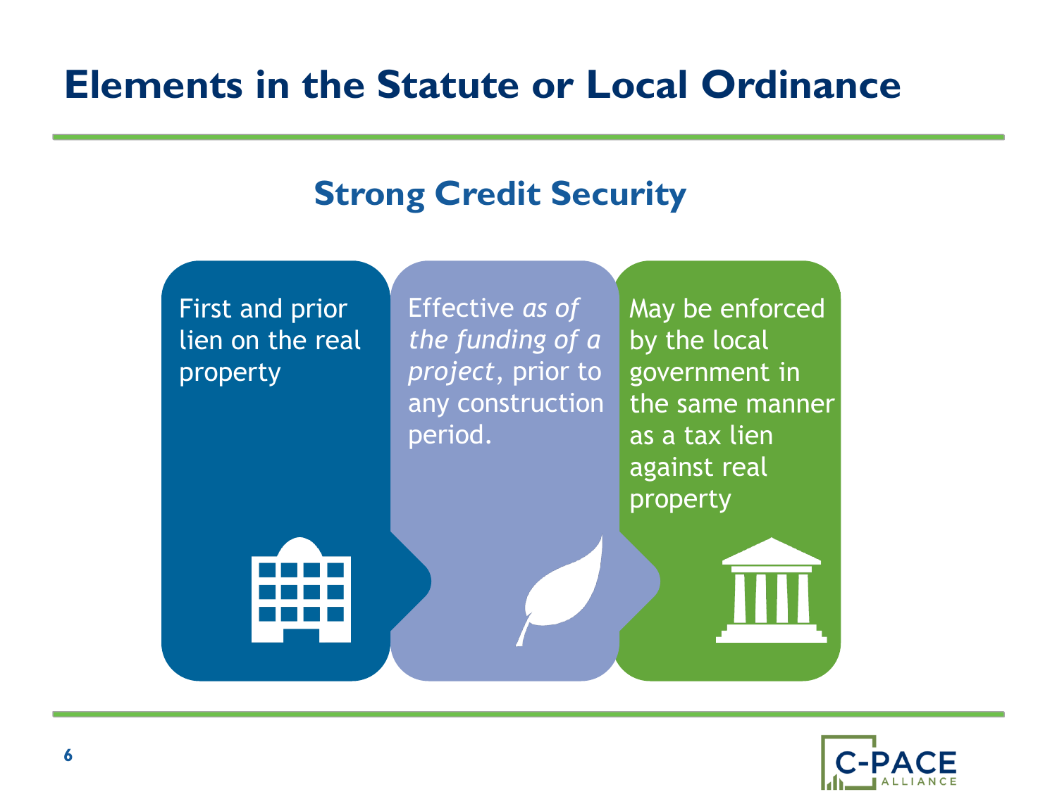# Elements in the Statute or Local Ordinance

## Strong Credit Security

- First and prior lien on the real property
- Effective *as of the funding of a project*, prior to any construction period.
- May be enforced by the local government in the same manner as a tax lien against real property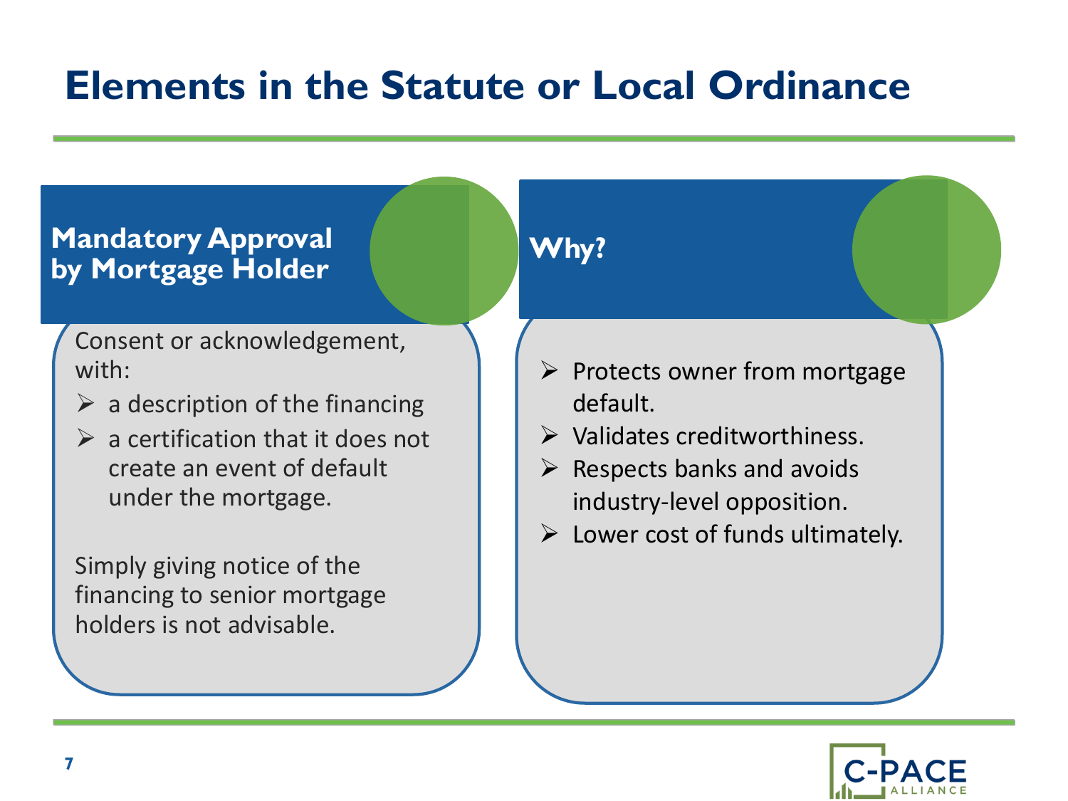# Elements in the Statute or Local Ordinance

## Mandatory Approval by Mortgage Holder

Consent or acknowledgement, with:

- a description of the financing
- a certification that it does not create an event of default under the mortgage.

Simply giving notice of the financing to senior mortgage holders is not advisable.

## Why?

- Protects owner from mortgage default.
- Validates creditworthiness.
- Respects banks and avoids industry-level opposition.
- Lower cost of funds ultimately.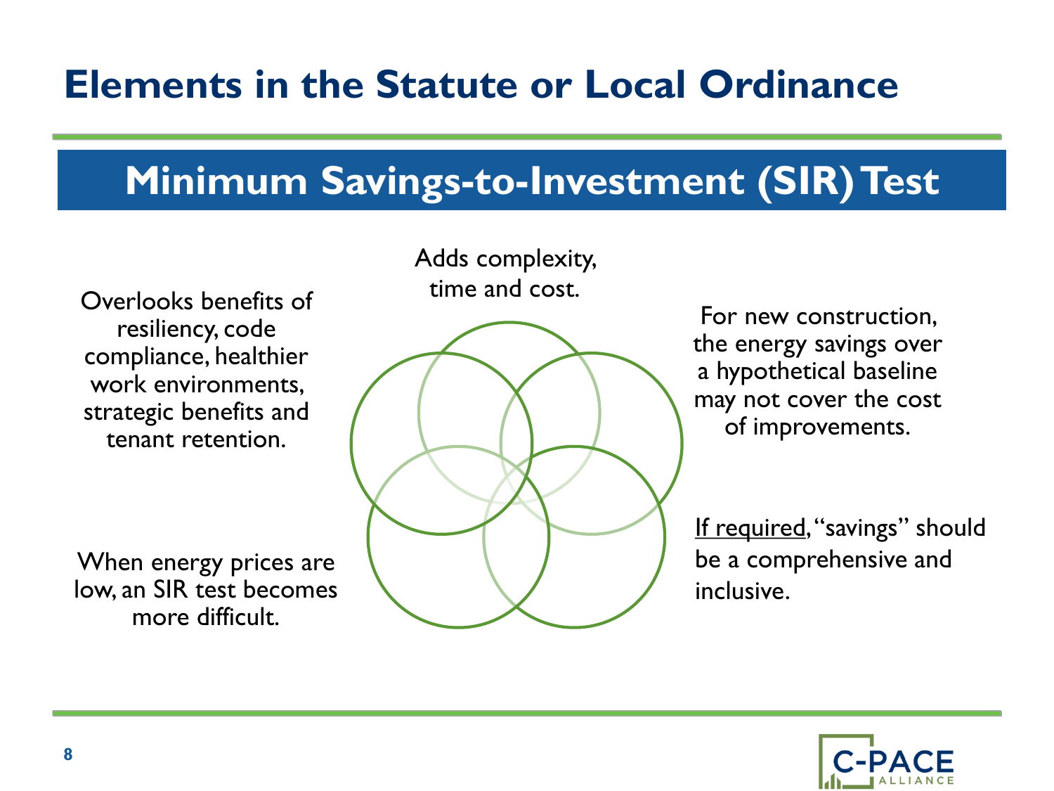# Elements in the Statute or Local Ordinance

## Minimum Savings-to-Investment (SIR) Test

Adds complexity, time and cost.

Overlooks benefits of resiliency, code compliance, healthier work environments, strategic benefits and tenant retention.

For new construction, the energy savings over a hypothetical baseline may not cover the cost of improvements.

When energy prices are low, an SIR test becomes more difficult.

If required, "savings" should be a comprehensive and inclusive.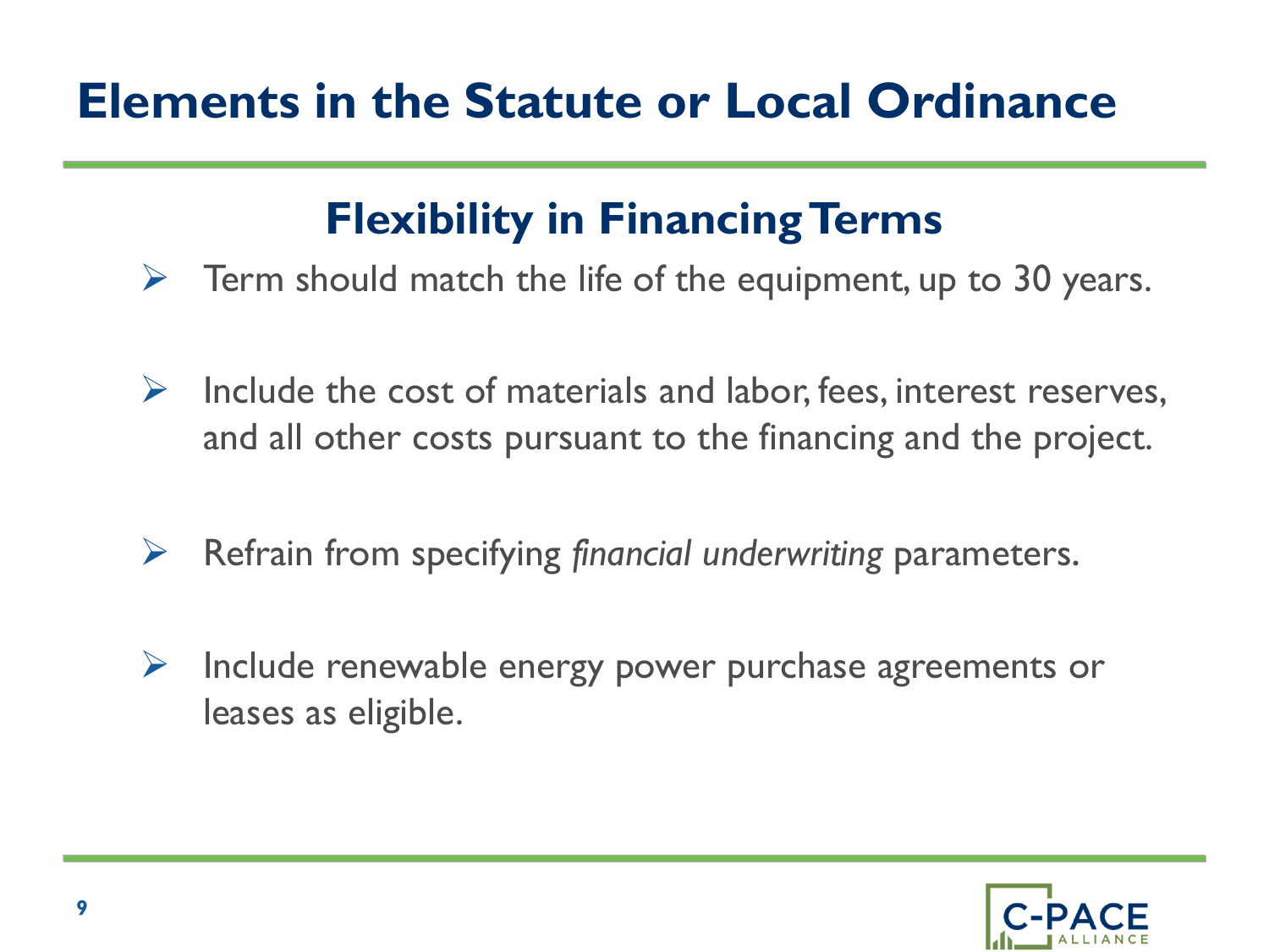# Elements in the Statute or Local Ordinance

## Flexibility in Financing Terms

- Term should match the life of the equipment, up to 30 years.
- Include the cost of materials and labor, fees, interest reserves, and all other costs pursuant to the financing and the project.
- Refrain from specifying *financial underwriting* parameters.
- Include renewable energy power purchase agreements or leases as eligible.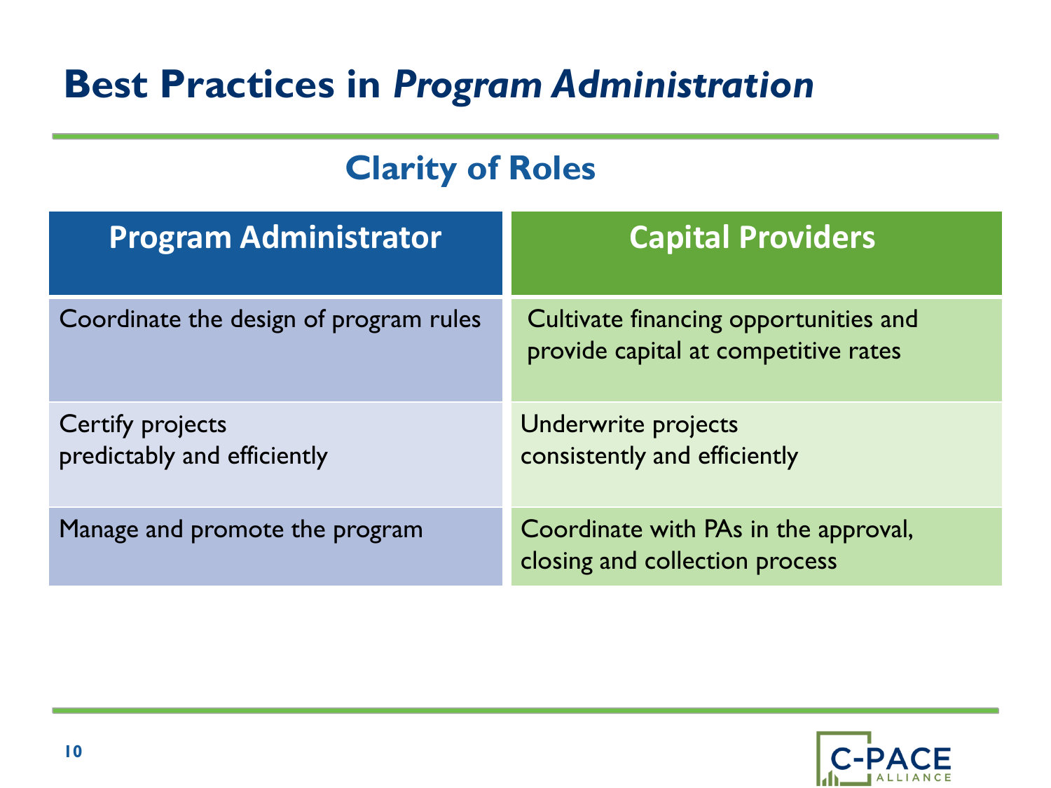# Best Practices in *Program Administration*

## Clarity of Roles

| Program Administrator | Capital Providers |
| --- | --- |
| Coordinate the design of program rules | Cultivate financing opportunities and provide capital at competitive rates |
| Certify projects predictably and efficiently | Underwrite projects consistently and efficiently |
| Manage and promote the program | Coordinate with PAs in the approval, closing and collection process |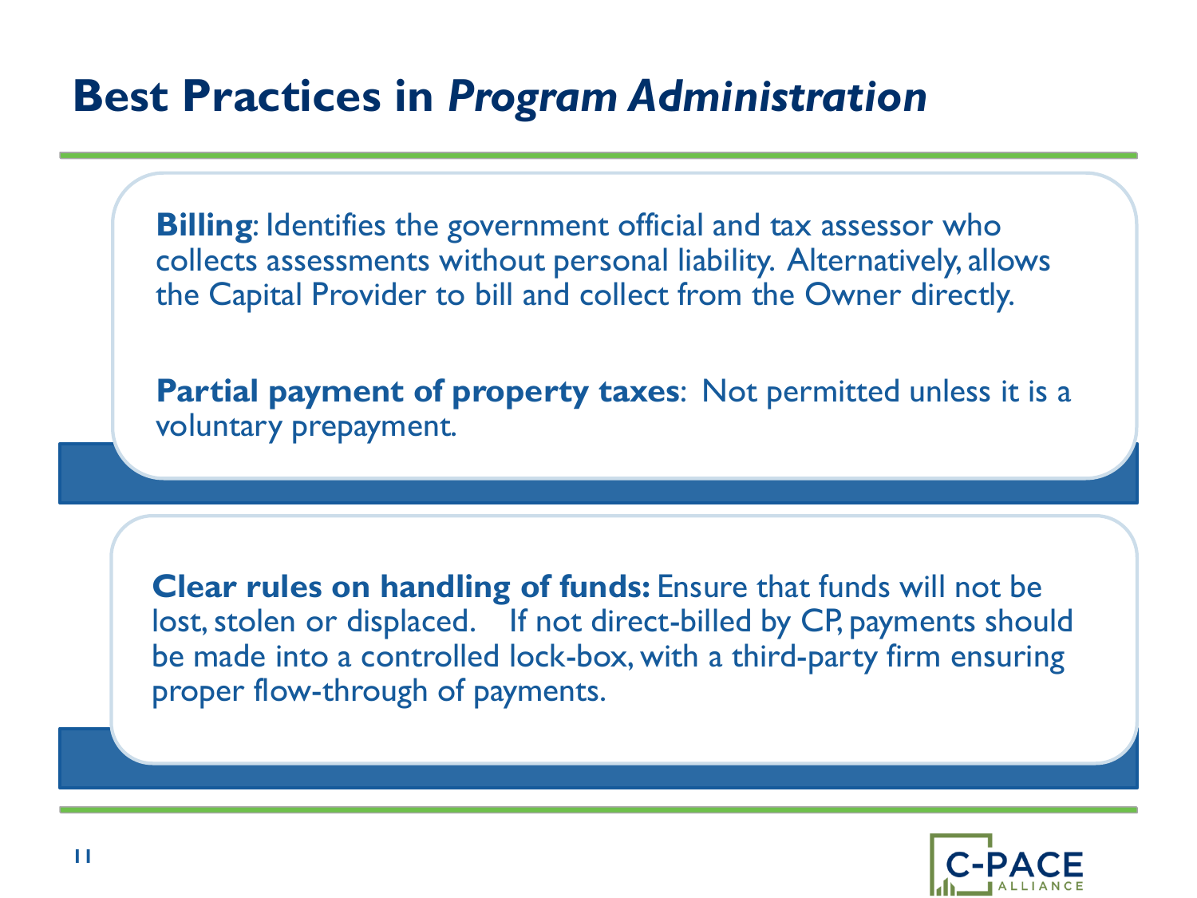# Best Practices in *Program Administration*

**Billing**: Identifies the government official and tax assessor who collects assessments without personal liability. Alternatively, allows the Capital Provider to bill and collect from the Owner directly.

**Partial payment of property taxes**: Not permitted unless it is a voluntary prepayment.

**Clear rules on handling of funds:** Ensure that funds will not be lost, stolen or displaced. If not direct-billed by CP, payments should be made into a controlled lock-box, with a third-party firm ensuring proper flow-through of payments.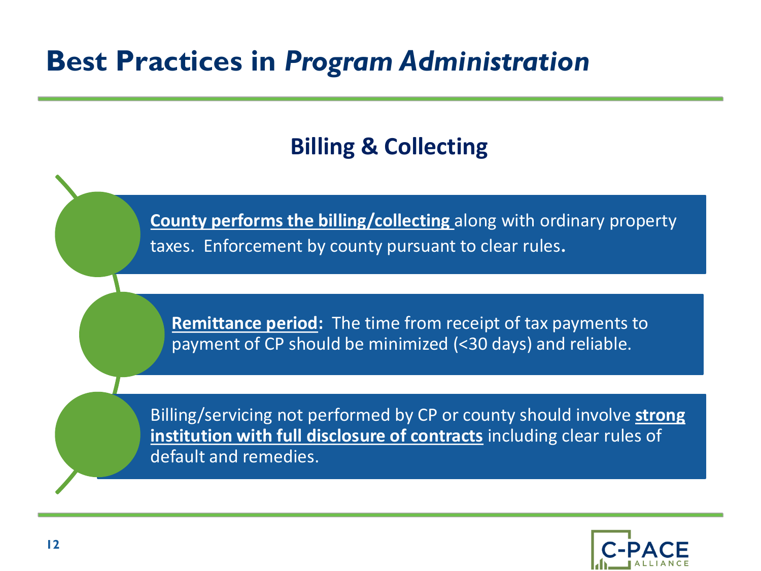# Best Practices in *Program Administration*

## Billing & Collecting

- **County performs the billing/collecting** along with ordinary property taxes. Enforcement by county pursuant to clear rules.
- **Remittance period:** The time from receipt of tax payments to payment of CP should be minimized (<30 days) and reliable.
- Billing/servicing not performed by CP or county should involve **strong institution with full disclosure of contracts** including clear rules of default and remedies.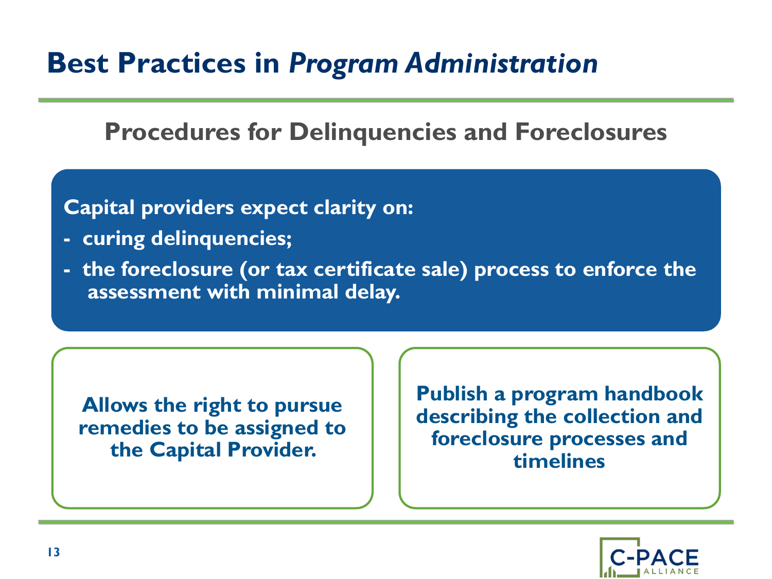# Best Practices in *Program Administration*

## Procedures for Delinquencies and Foreclosures

**Capital providers expect clarity on:**

- **curing delinquencies;**
- **the foreclosure (or tax certificate sale) process to enforce the assessment with minimal delay.**

**Allows the right to pursue remedies to be assigned to the Capital Provider.**

**Publish a program handbook describing the collection and foreclosure processes and timelines**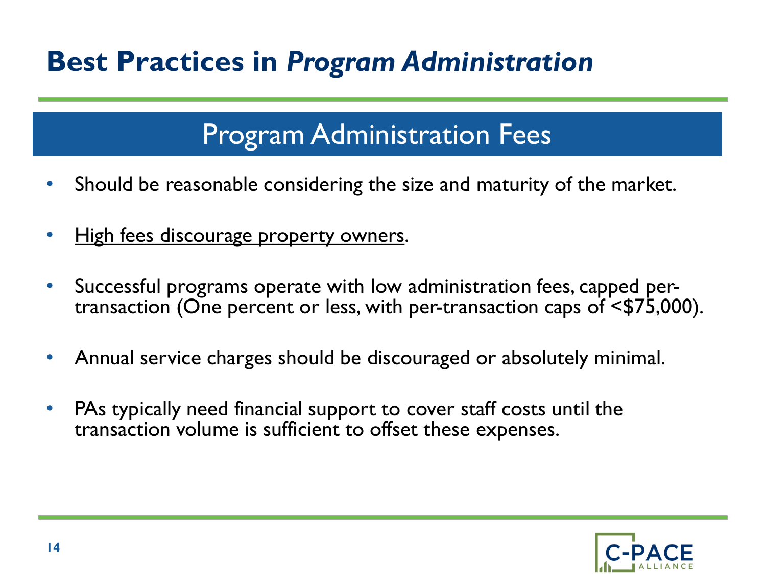# Best Practices in *Program Administration*

## Program Administration Fees

- Should be reasonable considering the size and maturity of the market.
- <u>High fees discourage property owners</u>.
- Successful programs operate with low administration fees, capped per-transaction (One percent or less, with per-transaction caps of <$75,000).
- Annual service charges should be discouraged or absolutely minimal.
- PAs typically need financial support to cover staff costs until the transaction volume is sufficient to offset these expenses.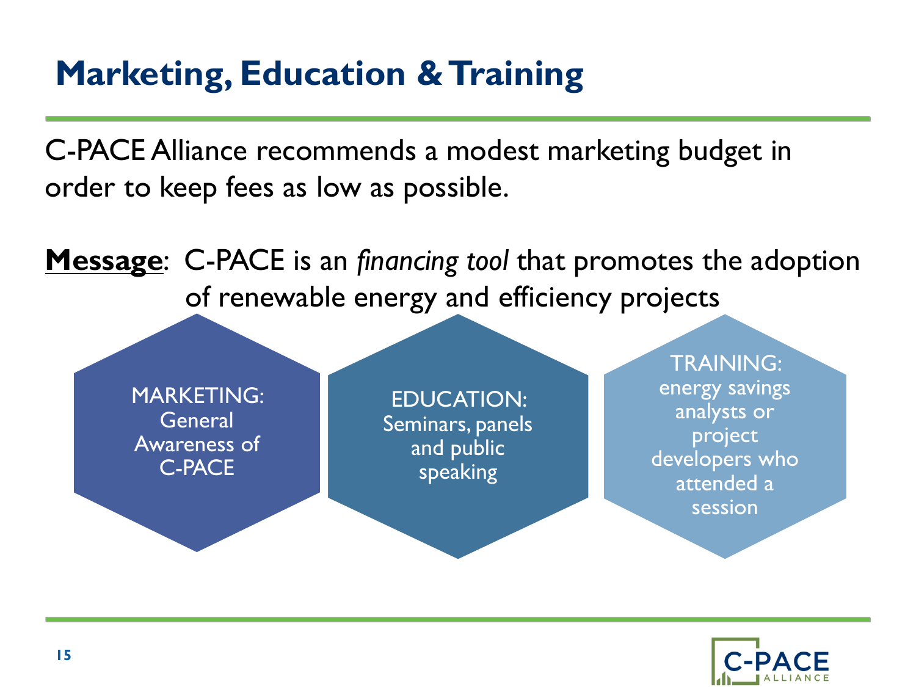# Marketing, Education & Training

C-PACE Alliance recommends a modest marketing budget in order to keep fees as low as possible.

**Message**: C-PACE is an *financing tool* that promotes the adoption of renewable energy and efficiency projects

- MARKETING: General Awareness of C-PACE
- EDUCATION: Seminars, panels and public speaking
- TRAINING: energy savings analysts or project developers who attended a session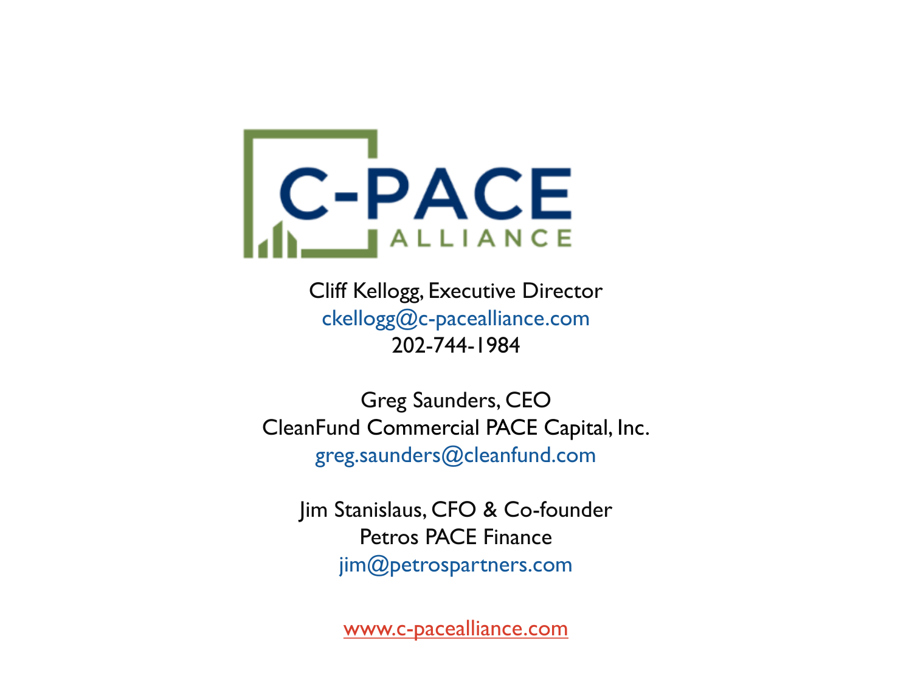C-PACE ALLIANCE

Cliff Kellogg, Executive Director
ckellogg@c-pacealliance.com
202-744-1984

Greg Saunders, CEO
CleanFund Commercial PACE Capital, Inc.
greg.saunders@cleanfund.com

Jim Stanislaus, CFO & Co-founder
Petros PACE Finance
jim@petrospartners.com

www.c-pacealliance.com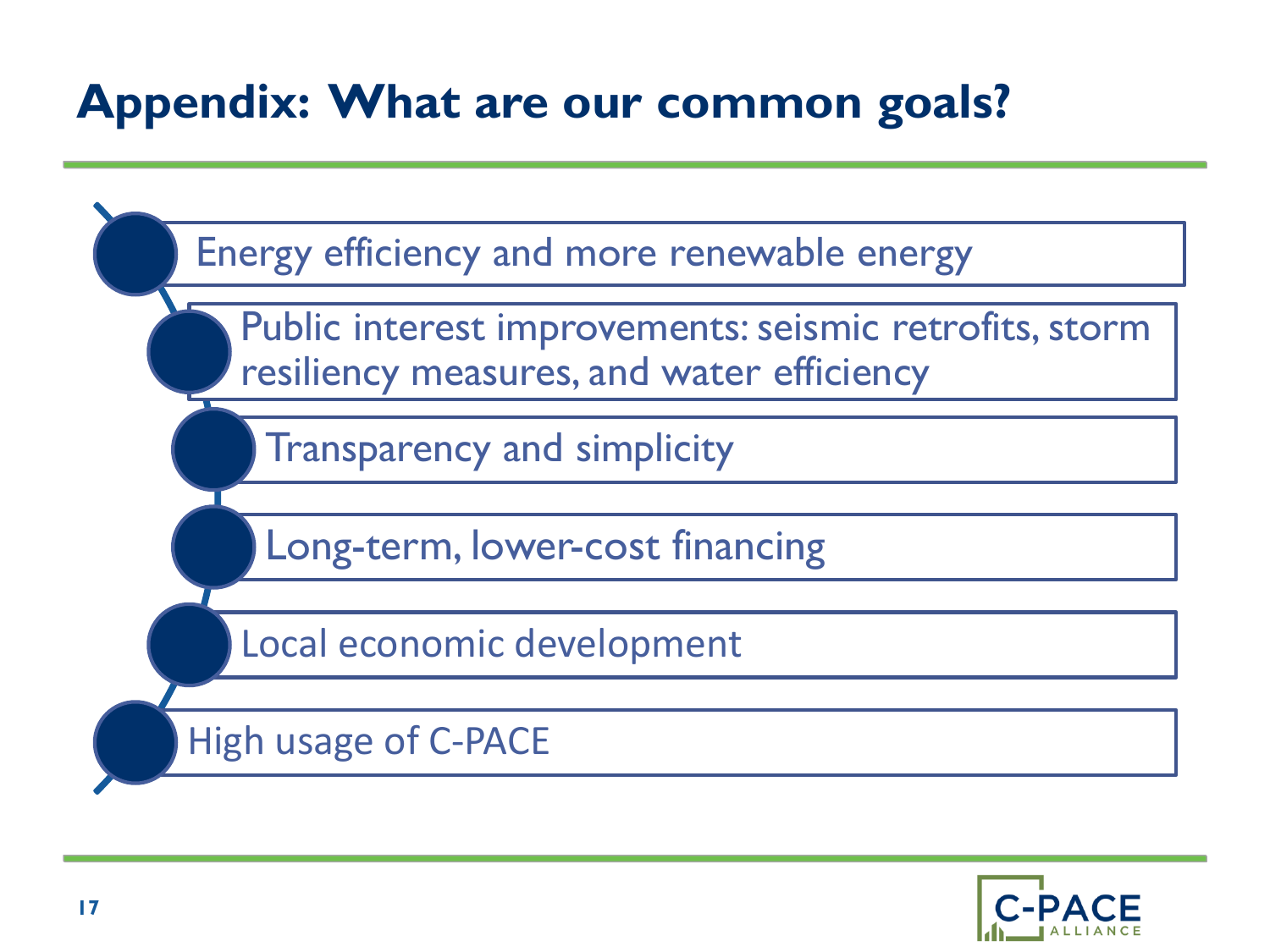# Appendix: What are our common goals?

- Energy efficiency and more renewable energy
- Public interest improvements: seismic retrofits, storm resiliency measures, and water efficiency
- Transparency and simplicity
- Long-term, lower-cost financing
- Local economic development
- High usage of C-PACE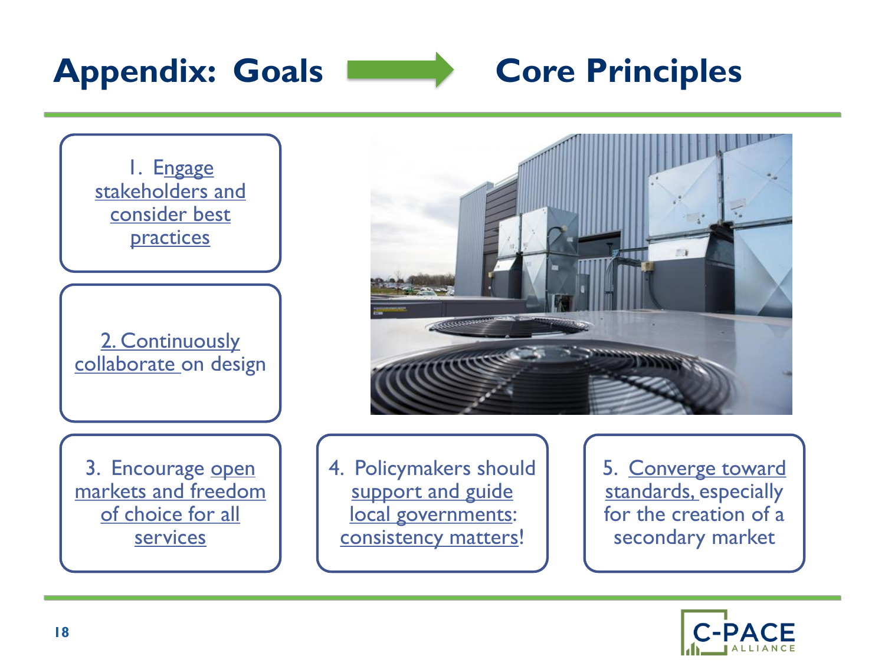# Appendix: Goals → Core Principles

1. Engage stakeholders and consider best practices

2. Continuously collaborate on design

3. Encourage open markets and freedom of choice for all services

4. Policymakers should support and guide local governments: consistency matters!

5. Converge toward standards, especially for the creation of a secondary market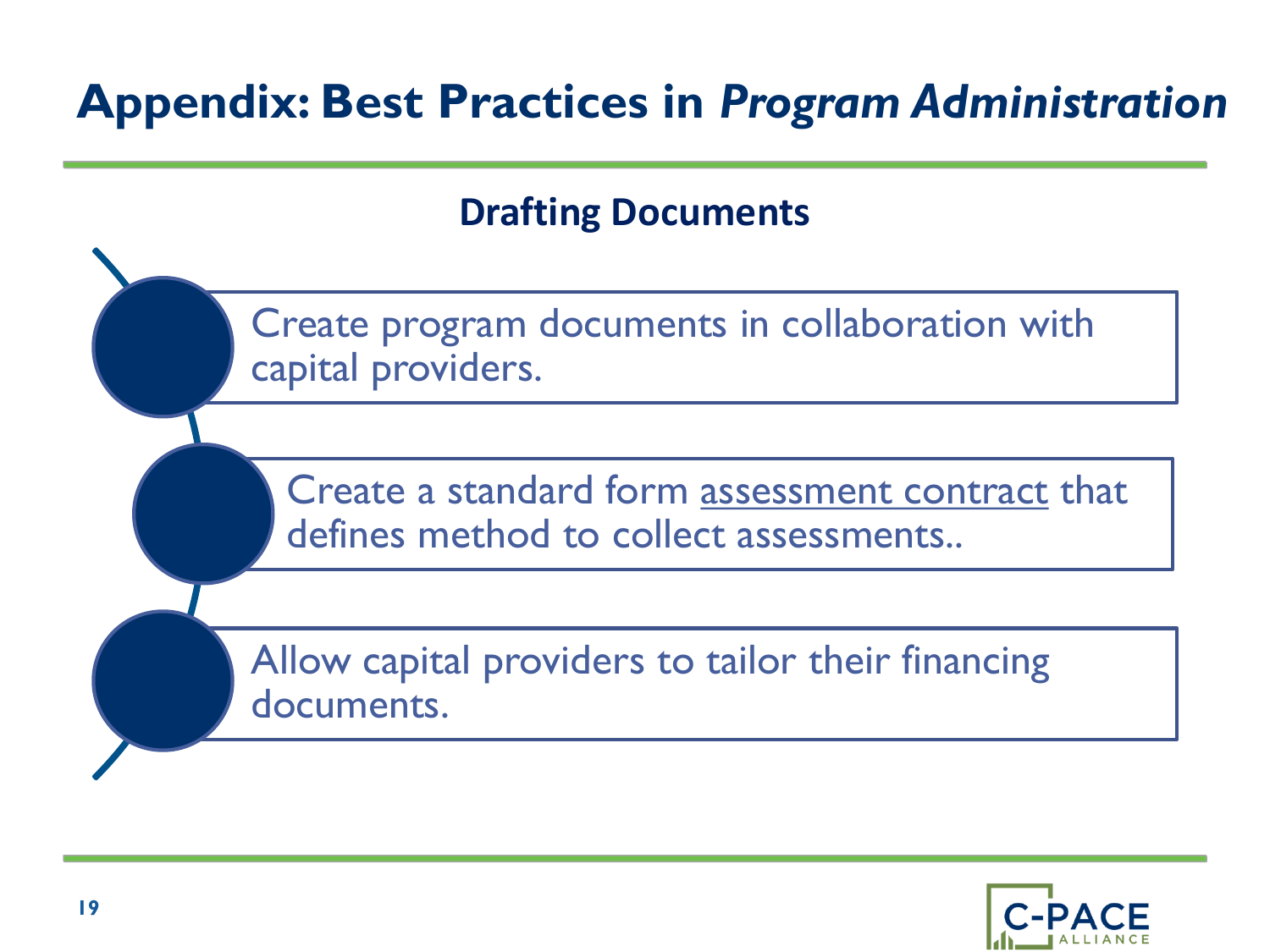# Appendix: Best Practices in *Program Administration*

## Drafting Documents

- Create program documents in collaboration with capital providers.
- Create a standard form assessment contract that defines method to collect assessments..
- Allow capital providers to tailor their financing documents.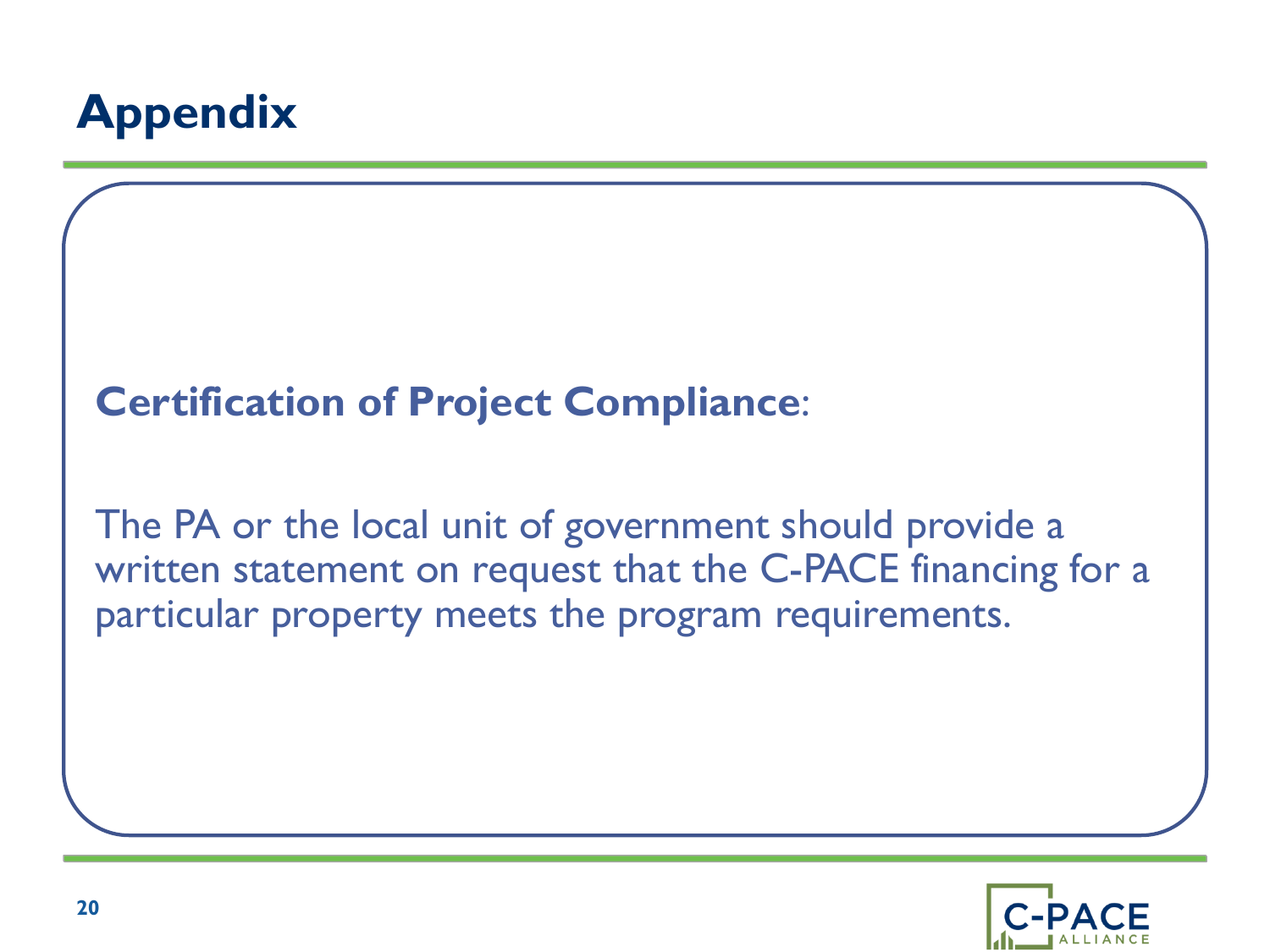# Appendix

**Certification of Project Compliance**:

The PA or the local unit of government should provide a written statement on request that the C-PACE financing for a particular property meets the program requirements.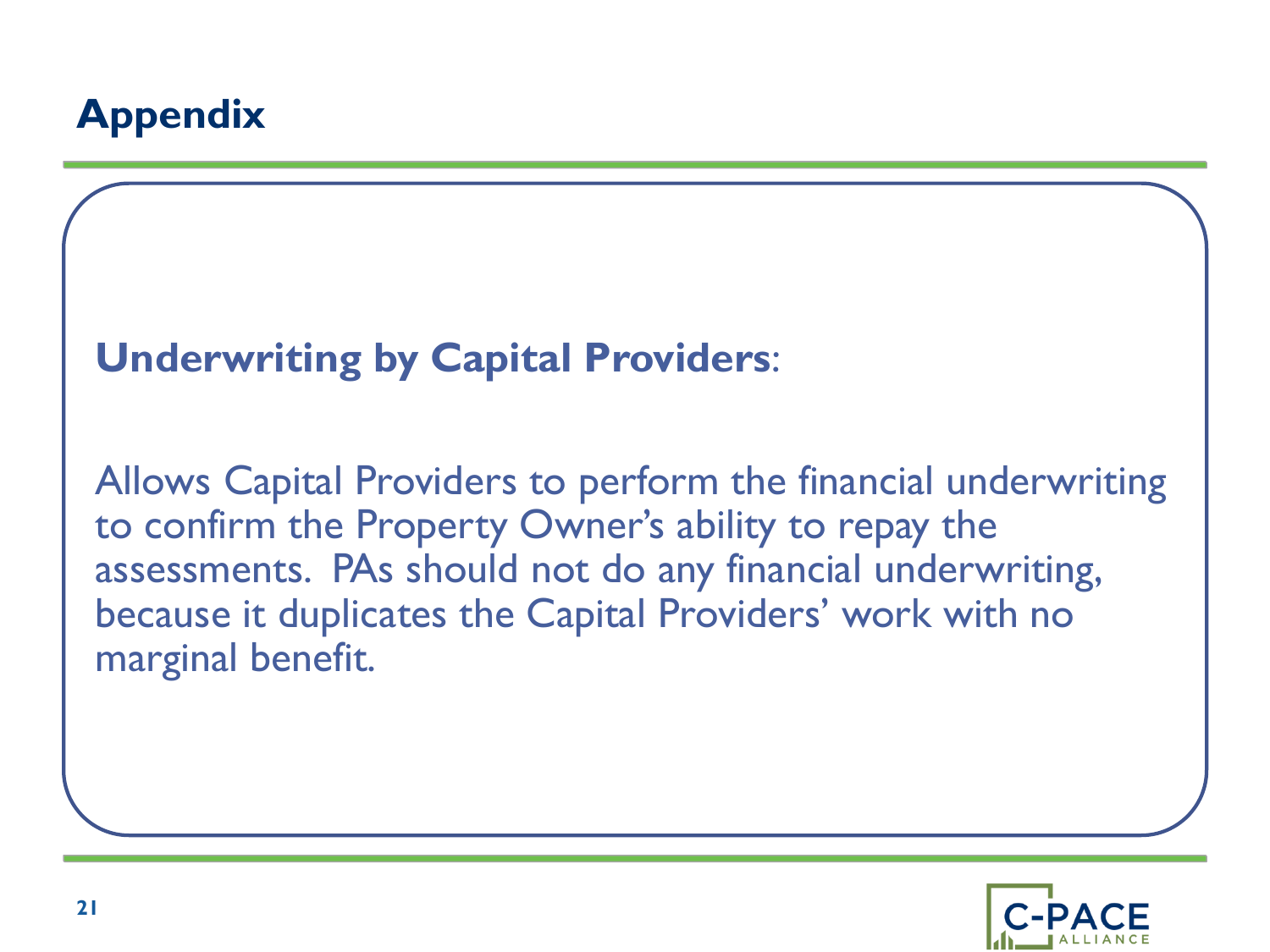# Appendix

**Underwriting by Capital Providers**:

Allows Capital Providers to perform the financial underwriting to confirm the Property Owner's ability to repay the assessments. PAs should not do any financial underwriting, because it duplicates the Capital Providers' work with no marginal benefit.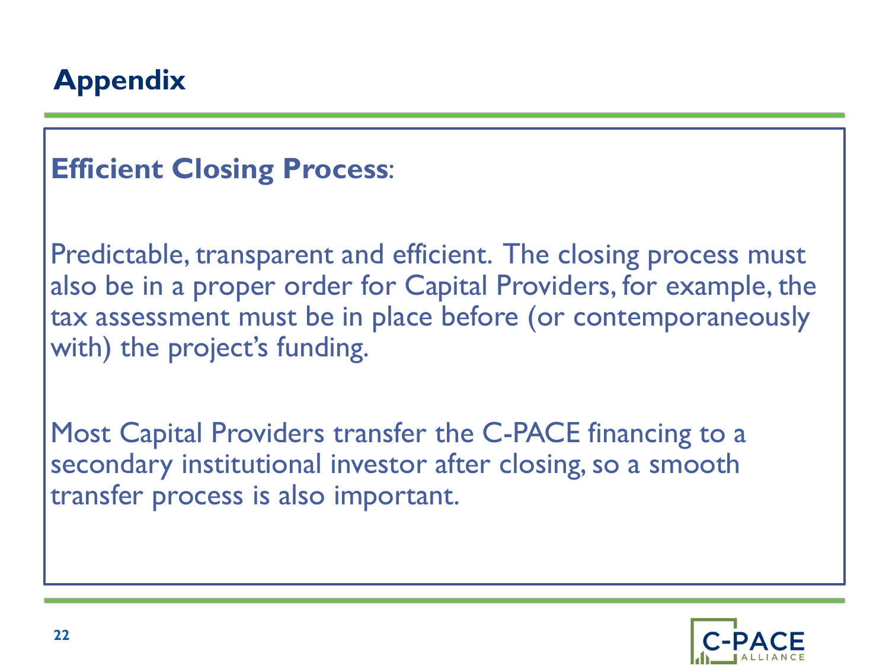# Appendix

**Efficient Closing Process**:

Predictable, transparent and efficient. The closing process must also be in a proper order for Capital Providers, for example, the tax assessment must be in place before (or contemporaneously with) the project's funding.

Most Capital Providers transfer the C-PACE financing to a secondary institutional investor after closing, so a smooth transfer process is also important.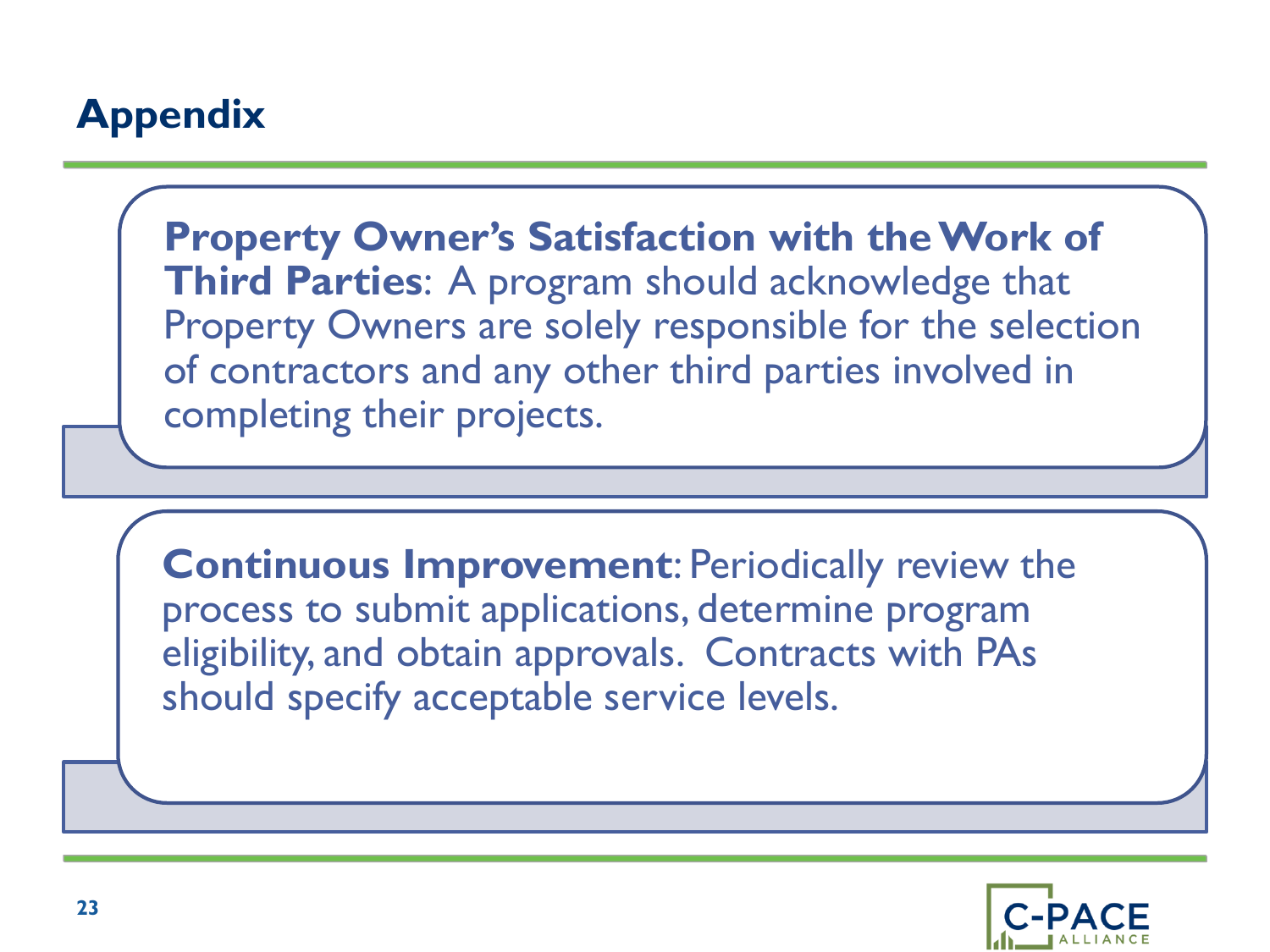# Appendix

**Property Owner's Satisfaction with the Work of Third Parties**: A program should acknowledge that Property Owners are solely responsible for the selection of contractors and any other third parties involved in completing their projects.

**Continuous Improvement**: Periodically review the process to submit applications, determine program eligibility, and obtain approvals. Contracts with PAs should specify acceptable service levels.